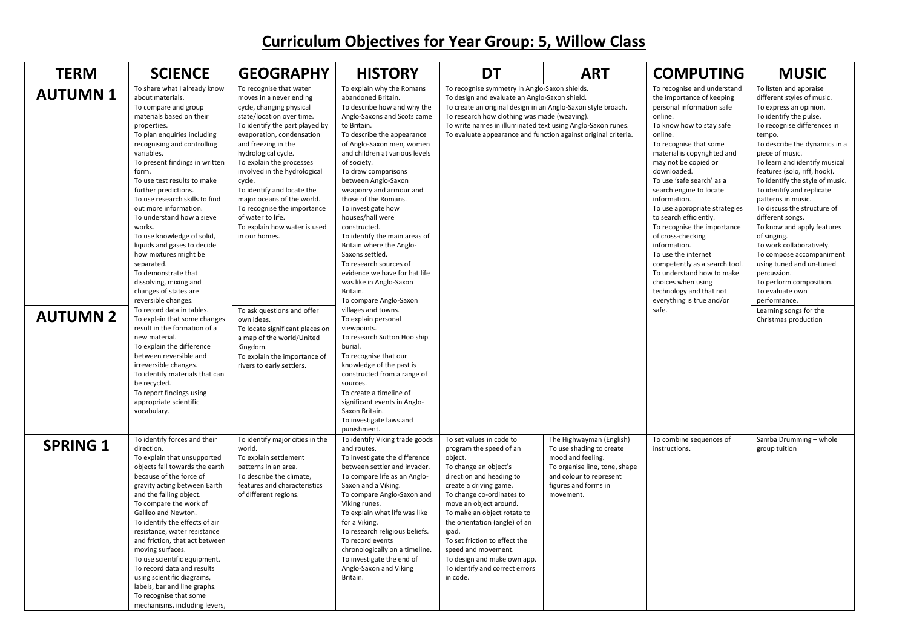# Curriculum Objectives for Year Group: 5, Willow Class

| TERM | SCIENCE | GEOGRAPHY | HISTORY | DT | ART | COMPUTING | MUSIC |
|---|---|---|---|---|---|---|---|
| **AUTUMN 1** | To share what I already know about materials.<br>To compare and group materials based on their properties.<br>To plan enquiries including recognising and controlling variables.<br>To present findings in written form.<br>To use test results to make further predictions.<br>To use research skills to find out more information.<br>To understand how a sieve works.<br>To use knowledge of solid, liquids and gases to decide how mixtures might be separated.<br>To demonstrate that dissolving, mixing and changes of states are reversible changes. | To recognise that water moves in a never ending cycle, changing physical state/location over time.<br>To identify the part played by evaporation, condensation and freezing in the hydrological cycle.<br>To explain the processes involved in the hydrological cycle.<br>To identify and locate the major oceans of the world.<br>To recognise the importance of water to life.<br>To explain how water is used in our homes. | To explain why the Romans abandoned Britain.<br>To describe how and why the Anglo-Saxons and Scots came to Britain.<br>To describe the appearance of Anglo-Saxon men, women and children at various levels of society.<br>To draw comparisons between Anglo-Saxon weaponry and armour and those of the Romans.<br>To investigate how houses/hall were constructed.<br>To identify the main areas of Britain where the Anglo-Saxons settled.<br>To research sources of evidence we have for hat life was like in Anglo-Saxon Britain.<br>To compare Anglo-Saxon villages and towns.<br>To explain personal viewpoints.<br>To research Sutton Hoo ship burial.<br>To recognise that our knowledge of the past is constructed from a range of sources.<br>To create a timeline of significant events in Anglo-Saxon Britain.<br>To investigate laws and punishment. | To recognise symmetry in Anglo-Saxon shields.<br>To design and evaluate an Anglo-Saxon shield.<br>To create an original design in an Anglo-Saxon style broach.<br>To research how clothing was made (weaving).<br>To write names in illuminated text using Anglo-Saxon runes.<br>To evaluate appearance and function against original criteria. | | To recognise and understand the importance of keeping personal information safe online.<br>To know how to stay safe online.<br>To recognise that some material is copyrighted and may not be copied or downloaded.<br>To use 'safe search' as a search engine to locate information.<br>To use appropriate strategies to search efficiently.<br>To recognise the importance of cross-checking information.<br>To use the internet competently as a search tool.<br>To understand how to make choices when using technology and that not everything is true and/or safe. | To listen and appraise different styles of music.<br>To express an opinion.<br>To identify the pulse.<br>To recognise differences in tempo.<br>To describe the dynamics in a piece of music.<br>To learn and identify musical features (solo, riff, hook).<br>To identify the style of music.<br>To identify and replicate patterns in music.<br>To discuss the structure of different songs.<br>To know and apply features of singing.<br>To work collaboratively.<br>To compose accompaniment using tuned and un-tuned percussion.<br>To perform composition.<br>To evaluate own performance. |
| **AUTUMN 2** | To record data in tables.<br>To explain that some changes result in the formation of a new material.<br>To explain the difference between reversible and irreversible changes.<br>To identify materials that can be recycled.<br>To report findings using appropriate scientific vocabulary. | To ask questions and offer own ideas.<br>To locate significant places on a map of the world/United Kingdom.<br>To explain the importance of rivers to early settlers. | | | | | Learning songs for the Christmas production |
| **SPRING 1** | To identify forces and their direction.<br>To explain that unsupported objects fall towards the earth because of the force of gravity acting between Earth and the falling object.<br>To compare the work of Galileo and Newton.<br>To identify the effects of air resistance, water resistance and friction, that act between moving surfaces.<br>To use scientific equipment.<br>To record data and results using scientific diagrams, labels, bar and line graphs.<br>To recognise that some mechanisms, including levers, | To identify major cities in the world.<br>To explain settlement patterns in an area.<br>To describe the climate, features and characteristics of different regions. | To identify Viking trade goods and routes.<br>To investigate the difference between settler and invader.<br>To compare life as an Anglo-Saxon and a Viking.<br>To compare Anglo-Saxon and Viking runes.<br>To explain what life was like for a Viking.<br>To research religious beliefs.<br>To record events chronologically on a timeline.<br>To investigate the end of Anglo-Saxon and Viking Britain. | To set values in code to program the speed of an object.<br>To change an object's direction and heading to create a driving game.<br>To change co-ordinates to move an object around.<br>To make an object rotate to the orientation (angle) of an ipad.<br>To set friction to effect the speed and movement.<br>To design and make own app.<br>To identify and correct errors in code. | The Highwayman (English)<br>To use shading to create mood and feeling.<br>To organise line, tone, shape and colour to represent figures and forms in movement. | To combine sequences of instructions. | Samba Drumming – whole group tuition |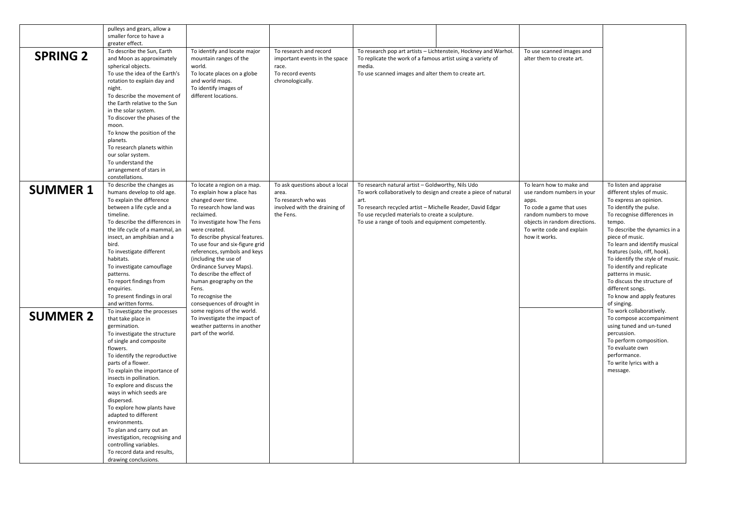| | | | | | | | |
|---|---|---|---|---|---|---|---|
| | pulleys and gears, allow a smaller force to have a greater effect. | | | | | | |
| **SPRING 2** | To describe the Sun, Earth and Moon as approximately spherical objects.<br>To use the idea of the Earth's rotation to explain day and night.<br>To describe the movement of the Earth relative to the Sun in the solar system.<br>To discover the phases of the moon.<br>To know the position of the planets.<br>To research planets within our solar system.<br>To understand the arrangement of stars in constellations. | To identify and locate major mountain ranges of the world.<br>To locate places on a globe and world maps.<br>To identify images of different locations. | To research and record important events in the space race.<br>To record events chronologically. | To research pop art artists – Lichtenstein, Hockney and Warhol.<br>To replicate the work of a famous artist using a variety of media.<br>To use scanned images and alter them to create art. | | To use scanned images and alter them to create art. | |
| **SUMMER 1** | To describe the changes as humans develop to old age.<br>To explain the difference between a life cycle and a timeline.<br>To describe the differences in the life cycle of a mammal, an insect, an amphibian and a bird.<br>To investigate different habitats.<br>To investigate camouflage patterns.<br>To report findings from enquiries.<br>To present findings in oral and written forms. | To locate a region on a map.<br>To explain how a place has changed over time.<br>To research how land was reclaimed.<br>To investigate how The Fens were created.<br>To describe physical features.<br>To use four and six-figure grid references, symbols and keys (including the use of Ordinance Survey Maps).<br>To describe the effect of human geography on the Fens.<br>To recognise the consequences of drought in some regions of the world.<br>To investigate the impact of weather patterns in another part of the world. | To ask questions about a local area.<br>To research who was involved with the draining of the Fens. | To research natural artist – Goldworthy, Nils Udo<br>To work collaboratively to design and create a piece of natural art.<br>To research recycled artist – Michelle Reader, David Edgar<br>To use recycled materials to create a sculpture.<br>To use a range of tools and equipment competently. | | To learn how to make and use random numbers in your apps.<br>To code a game that uses random numbers to move objects in random directions.<br>To write code and explain how it works. | To listen and appraise different styles of music.<br>To express an opinion.<br>To identify the pulse.<br>To recognise differences in tempo.<br>To describe the dynamics in a piece of music.<br>To learn and identify musical features (solo, riff, hook).<br>To identify the style of music.<br>To identify and replicate patterns in music.<br>To discuss the structure of different songs.<br>To know and apply features of singing.<br>To work collaboratively.<br>To compose accompaniment using tuned and un-tuned percussion.<br>To perform composition.<br>To evaluate own performance.<br>To write lyrics with a message. |
| **SUMMER 2** | To investigate the processes that take place in germination.<br>To investigate the structure of single and composite flowers.<br>To identify the reproductive parts of a flower.<br>To explain the importance of insects in pollination.<br>To explore and discuss the ways in which seeds are dispersed.<br>To explore how plants have adapted to different environments.<br>To plan and carry out an investigation, recognising and controlling variables.<br>To record data and results, drawing conclusions. | | | | | | |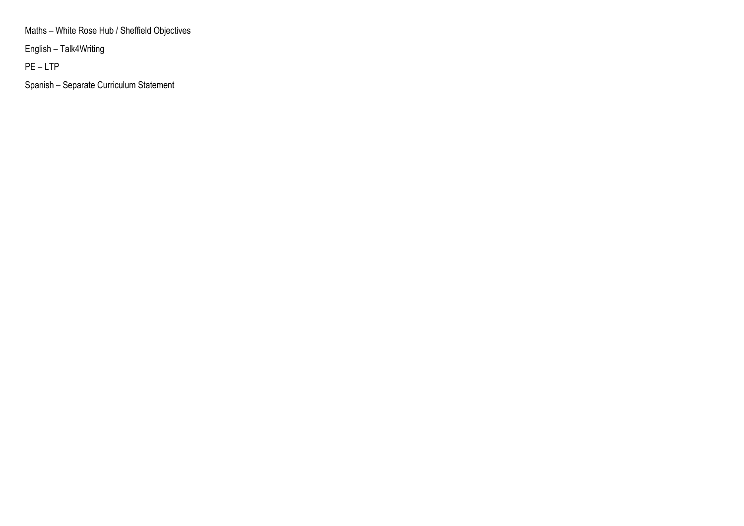Maths – White Rose Hub / Sheffield Objectives

English – Talk4Writing

PE – LTP

Spanish – Separate Curriculum Statement